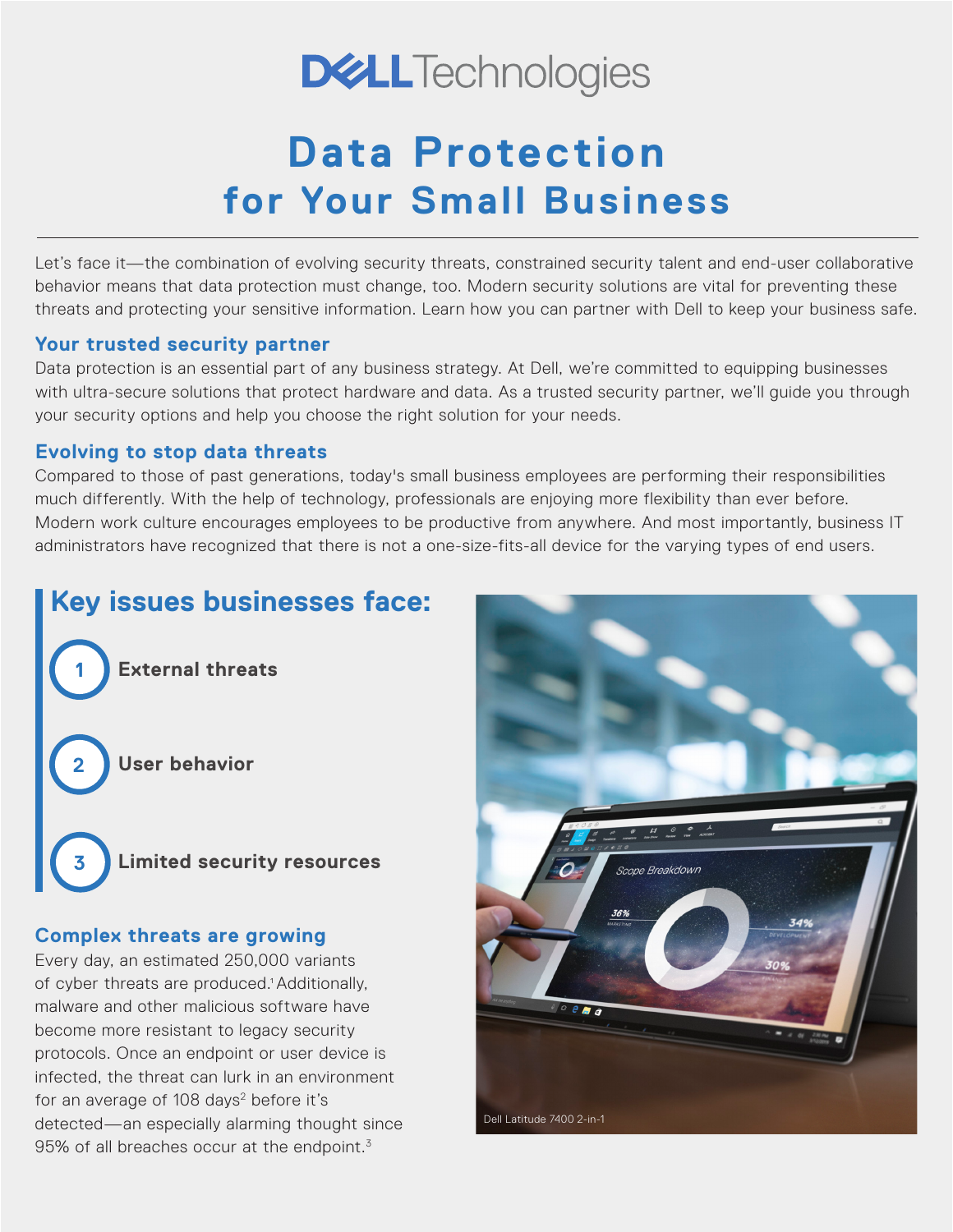# Data Protection for Your Small Business

Let's face it—the combination of evolving security threats, constrained security talent and end-user collaborative behavior means that data protection must change, too. Modern security solutions are vital for preventing these threats and protecting your sensitive information. Learn how you can partner with Dell to keep your business safe.

## Your trusted security partner

Data protection is an essential part of any business strategy. At Dell, we're committed to equipping businesses with ultra-secure solutions that protect hardware and data. As a trusted security partner, we'll guide you through your security options and help you choose the right solution for your needs.

## Evolving to stop data threats

Compared to those of past generations, today's small business employees are performing their responsibilities much differently. With the help of technology, professionals are enjoying more flexibility than ever before. Modern work culture encourages employees to be productive from anywhere. And most importantly, business IT administrators have recognized that there is not a one-size-fits-all device for the varying types of end users.

## Key issues businesses face:

1. **External threats**
2. **User behavior**
3. **Limited security resources**

## Complex threats are growing

Every day, an estimated 250,000 variants of cyber threats are produced.[1] Additionally, malware and other malicious software have become more resistant to legacy security protocols. Once an endpoint or user device is infected, the threat can lurk in an environment for an average of 108 days[2] before it's detected—an especially alarming thought since 95% of all breaches occur at the endpoint.[3]

Dell Latitude 7400 2-in-1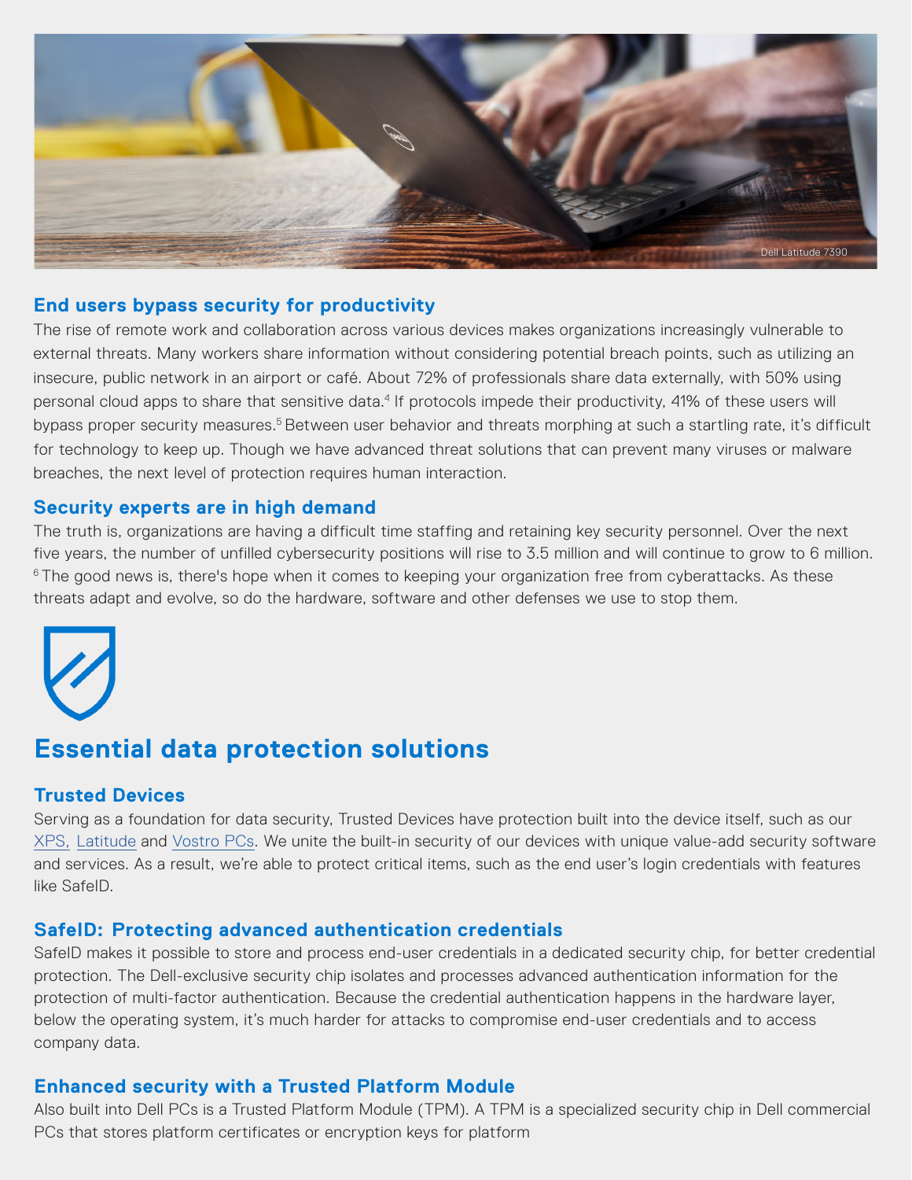Dell Latitude 7390

## End users bypass security for productivity

The rise of remote work and collaboration across various devices makes organizations increasingly vulnerable to external threats. Many workers share information without considering potential breach points, such as utilizing an insecure, public network in an airport or café. About 72% of professionals share data externally, with 50% using personal cloud apps to share that sensitive data.[4] If protocols impede their productivity, 41% of these users will bypass proper security measures.[5] Between user behavior and threats morphing at such a startling rate, it's difficult for technology to keep up. Though we have advanced threat solutions that can prevent many viruses or malware breaches, the next level of protection requires human interaction.

## Security experts are in high demand

The truth is, organizations are having a difficult time staffing and retaining key security personnel. Over the next five years, the number of unfilled cybersecurity positions will rise to 3.5 million and will continue to grow to 6 million.[6] The good news is, there's hope when it comes to keeping your organization free from cyberattacks. As these threats adapt and evolve, so do the hardware, software and other defenses we use to stop them.

# Essential data protection solutions

## Trusted Devices

Serving as a foundation for data security, Trusted Devices have protection built into the device itself, such as our XPS, Latitude and Vostro PCs. We unite the built-in security of our devices with unique value-add security software and services. As a result, we're able to protect critical items, such as the end user's login credentials with features like SafeID.

## SafeID: Protecting advanced authentication credentials

SafeID makes it possible to store and process end-user credentials in a dedicated security chip, for better credential protection. The Dell-exclusive security chip isolates and processes advanced authentication information for the protection of multi-factor authentication. Because the credential authentication happens in the hardware layer, below the operating system, it's much harder for attacks to compromise end-user credentials and to access company data.

## Enhanced security with a Trusted Platform Module

Also built into Dell PCs is a Trusted Platform Module (TPM). A TPM is a specialized security chip in Dell commercial PCs that stores platform certificates or encryption keys for platform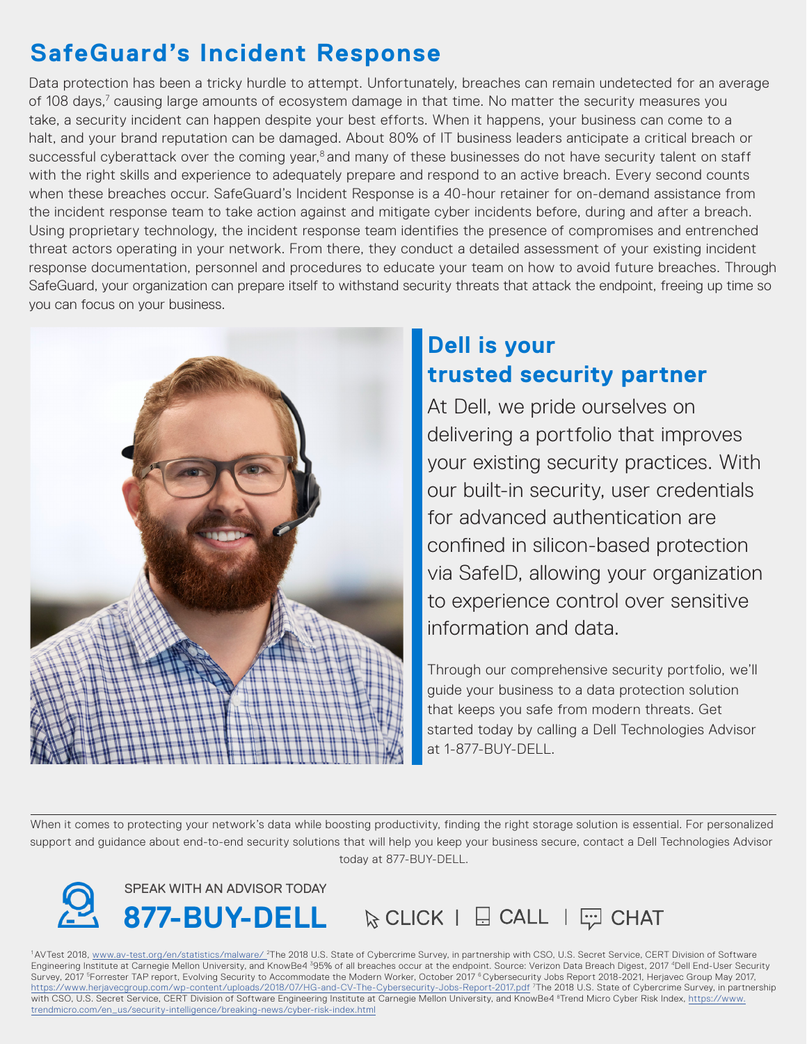## SafeGuard's Incident Response

Data protection has been a tricky hurdle to attempt. Unfortunately, breaches can remain undetected for an average of 108 days,[7] causing large amounts of ecosystem damage in that time. No matter the security measures you take, a security incident can happen despite your best efforts. When it happens, your business can come to a halt, and your brand reputation can be damaged. About 80% of IT business leaders anticipate a critical breach or successful cyberattack over the coming year,[8] and many of these businesses do not have security talent on staff with the right skills and experience to adequately prepare and respond to an active breach. Every second counts when these breaches occur. SafeGuard's Incident Response is a 40-hour retainer for on-demand assistance from the incident response team to take action against and mitigate cyber incidents before, during and after a breach. Using proprietary technology, the incident response team identifies the presence of compromises and entrenched threat actors operating in your network. From there, they conduct a detailed assessment of your existing incident response documentation, personnel and procedures to educate your team on how to avoid future breaches. Through SafeGuard, your organization can prepare itself to withstand security threats that attack the endpoint, freeing up time so you can focus on your business.

## Dell is your trusted security partner

At Dell, we pride ourselves on delivering a portfolio that improves your existing security practices. With our built-in security, user credentials for advanced authentication are confined in silicon-based protection via SafeID, allowing your organization to experience control over sensitive information and data.

Through our comprehensive security portfolio, we'll guide your business to a data protection solution that keeps you safe from modern threats. Get started today by calling a Dell Technologies Advisor at 1-877-BUY-DELL.

---

When it comes to protecting your network's data while boosting productivity, finding the right storage solution is essential. For personalized support and guidance about end-to-end security solutions that will help you keep your business secure, contact a Dell Technologies Advisor today at 877-BUY-DELL.

SPEAK WITH AN ADVISOR TODAY

**877-BUY-DELL**

CLICK | CALL | CHAT

[1]AVTest 2018, www.av-test.org/en/statistics/malware/ [2]The 2018 U.S. State of Cybercrime Survey, in partnership with CSO, U.S. Secret Service, CERT Division of Software Engineering Institute at Carnegie Mellon University, and KnowBe4 [3]95% of all breaches occur at the endpoint. Source: Verizon Data Breach Digest, 2017 [4]Dell End-User Security Survey, 2017 [5]Forrester TAP report, Evolving Security to Accommodate the Modern Worker, October 2017 [6]Cybersecurity Jobs Report 2018-2021, Herjavec Group May 2017, https://www.herjavecgroup.com/wp-content/uploads/2018/07/HG-and-CV-The-Cybersecurity-Jobs-Report-2017.pdf [7]The 2018 U.S. State of Cybercrime Survey, in partnership with CSO, U.S. Secret Service, CERT Division of Software Engineering Institute at Carnegie Mellon University, and KnowBe4 [8]Trend Micro Cyber Risk Index, https://www.trendmicro.com/en_us/security-intelligence/breaking-news/cyber-risk-index.html